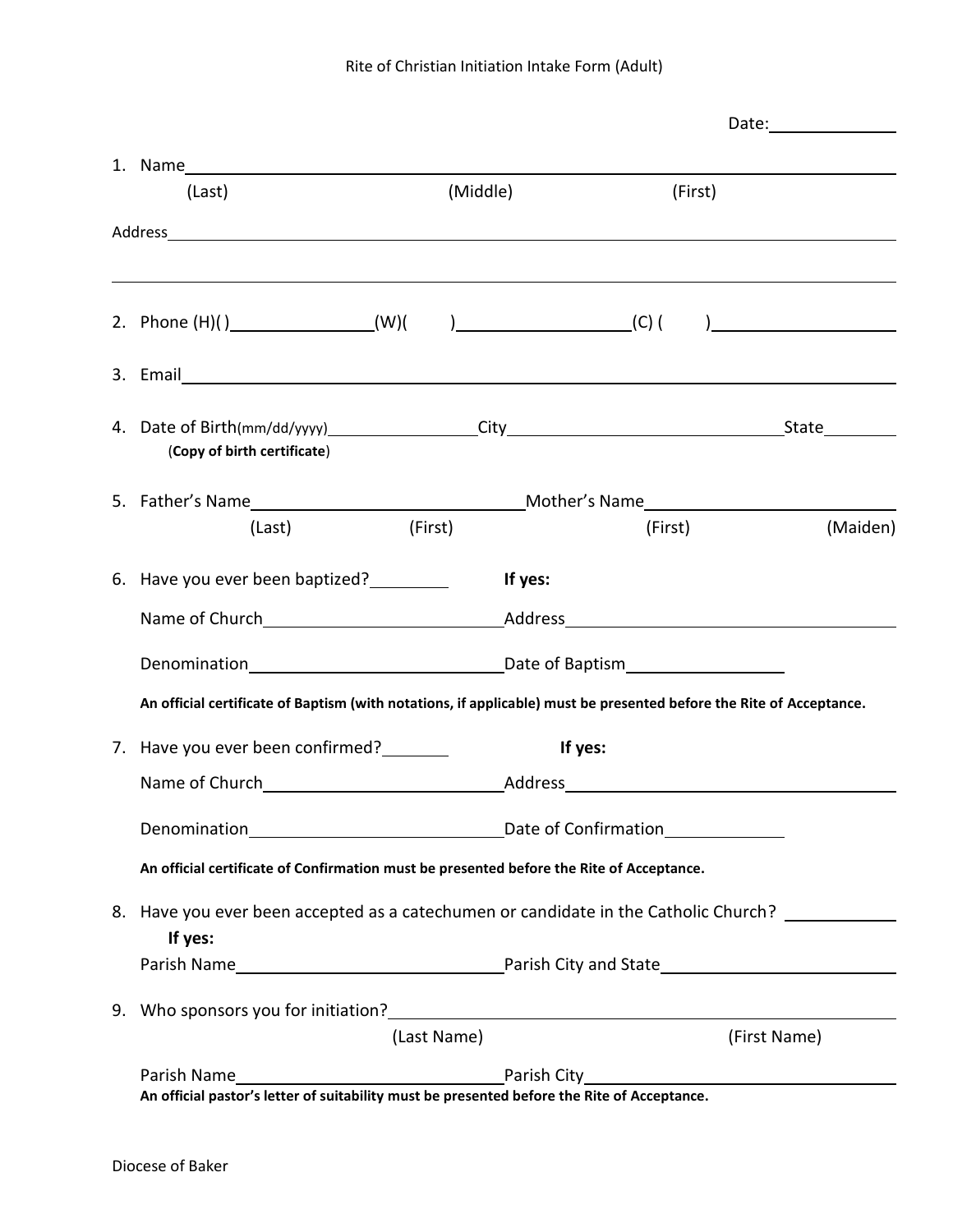Rite of Christian Initiation Intake Form (Adult)

Date:______________

1. Name______________________________________________________________
   (Last) (Middle) (First)

Address______________________________________________________________

_____________________________________________________________________

2. Phone (H)( )_______________(W)( )__________________(C) ( )__________________

3. Email______________________________________________________________

4. Date of Birth(mm/dd/yyyy)________________City______________________________State________
   (**Copy of birth certificate**)

5. Father's Name____________________________Mother's Name____________________________
   (Last) (First) (First) (Maiden)

6. Have you ever been baptized?________ **If yes:**

   Name of Church__________________________Address____________________________________

   Denomination____________________________Date of Baptism________________

   **An official certificate of Baptism (with notations, if applicable) must be presented before the Rite of Acceptance.**

7. Have you ever been confirmed?_______ **If yes:**

   Name of Church__________________________Address____________________________________

   Denomination____________________________Date of Confirmation_____________

   **An official certificate of Confirmation must be presented before the Rite of Acceptance.**

8. Have you ever been accepted as a catechumen or candidate in the Catholic Church? ___________
   **If yes:**

   Parish Name____________________________Parish City and State__________________________

9. Who sponsors you for initiation?_____________________________________________________
   (Last Name) (First Name)

   Parish Name____________________________Parish City_____________________________________

   **An official pastor's letter of suitability must be presented before the Rite of Acceptance.**

Diocese of Baker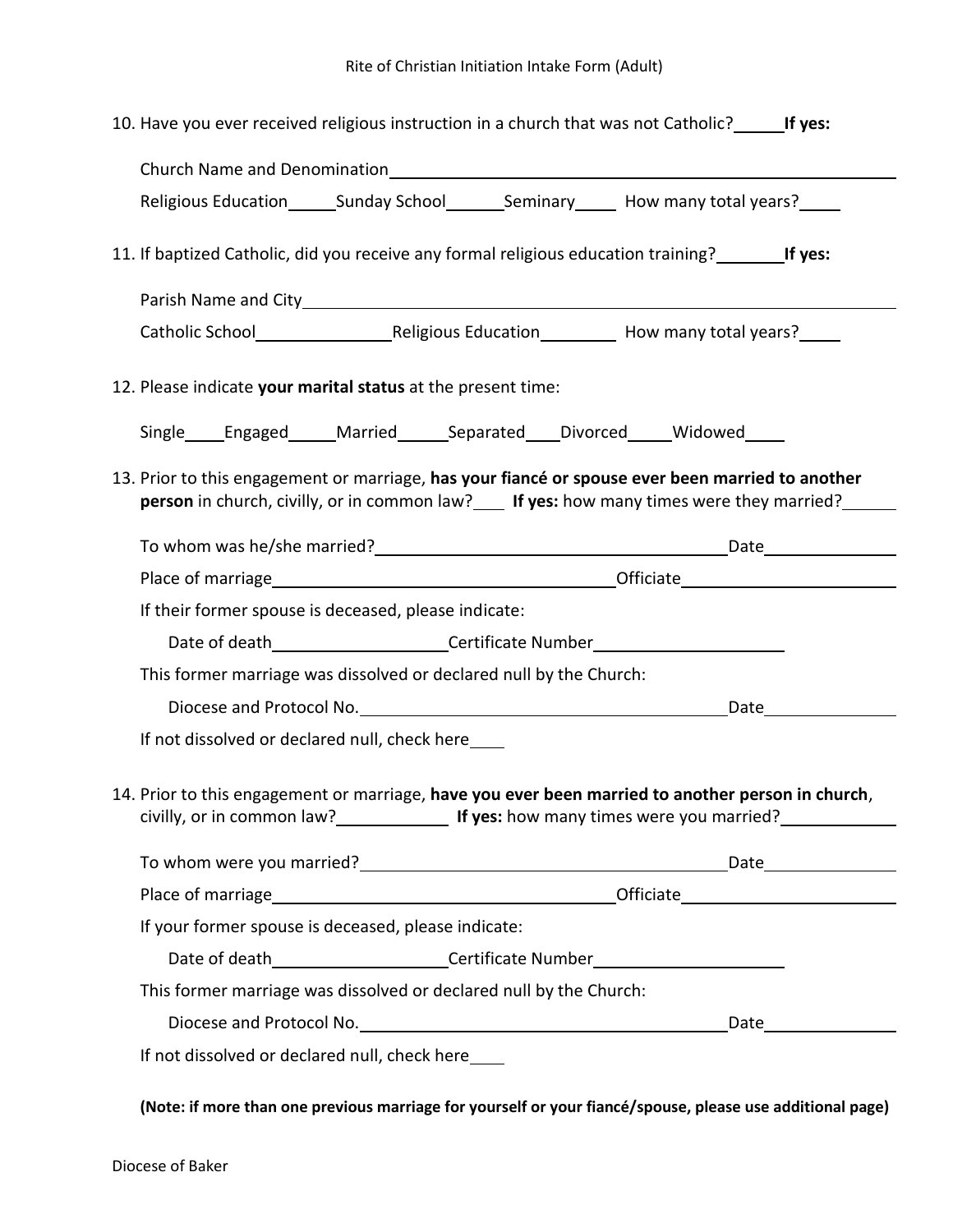10. Have you ever received religious instruction in a church that was not Catholic?_____ **If yes:**

    Church Name and Denomination______________________________________________

    Religious Education_____ Sunday School______ Seminary_____ How many total years?____

11. If baptized Catholic, did you receive any formal religious education training?_______ **If yes:**

    Parish Name and City______________________________________________

    Catholic School______________ Religious Education________ How many total years?____

12. Please indicate **your marital status** at the present time:

    Single____ Engaged_____ Married_____ Separated____ Divorced_____ Widowed____

13. Prior to this engagement or marriage, **has your fiancé or spouse ever been married to another person** in church, civilly, or in common law?____ **If yes:** how many times were they married?______

    To whom was he/she married?______________________________ Date______________

    Place of marriage______________________________ Officiate______________________

    If their former spouse is deceased, please indicate:

    Date of death__________________ Certificate Number____________________

    This former marriage was dissolved or declared null by the Church:

    Diocese and Protocol No.______________________________ Date______________

    If not dissolved or declared null, check here____

14. Prior to this engagement or marriage, **have you ever been married to another person in church**, civilly, or in common law?____________ **If yes:** how many times were you married?____________

    To whom were you married?______________________________ Date______________

    Place of marriage______________________________ Officiate______________________

    If your former spouse is deceased, please indicate:

    Date of death__________________ Certificate Number____________________

    This former marriage was dissolved or declared null by the Church:

    Diocese and Protocol No.______________________________ Date______________

    If not dissolved or declared null, check here____

**(Note: if more than one previous marriage for yourself or your fiancé/spouse, please use additional page)**